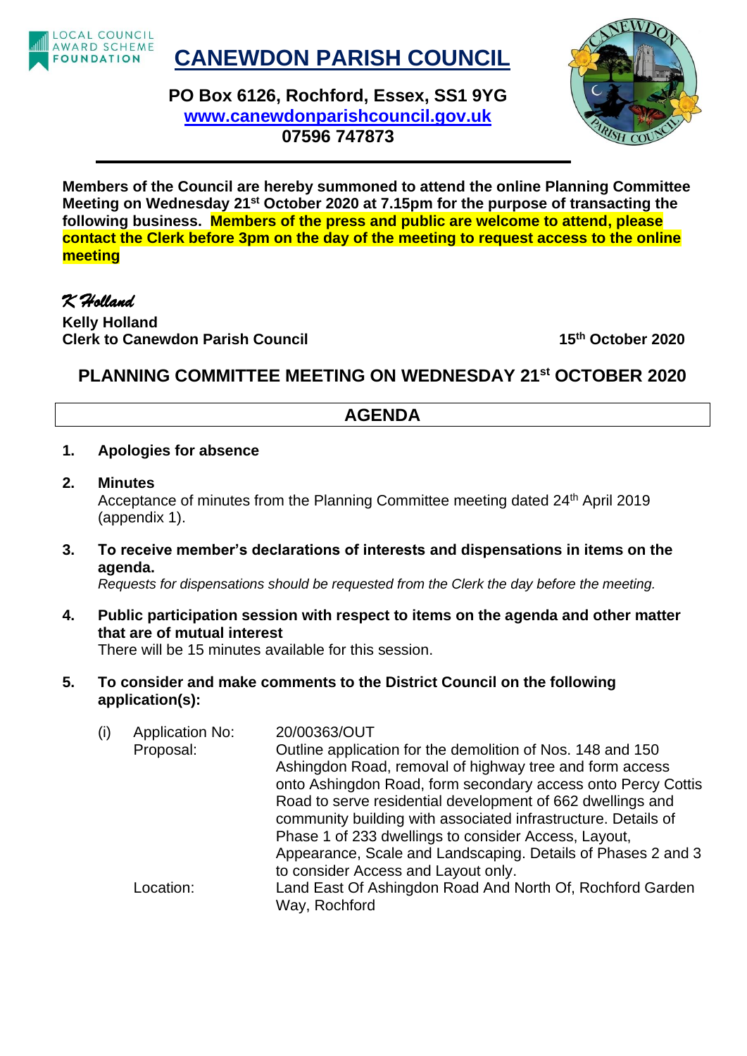LOCAL COUNCIL AWARD SCHEME FOUNDATION

# CANEWDON PARISH COUNCIL

**PO Box 6126, Rochford, Essex, SS1 9YG**
**www.canewdonparishcouncil.gov.uk**
**07596 747873**

**Members of the Council are hereby summoned to attend the online Planning Committee Meeting on Wednesday 21st October 2020 at 7.15pm for the purpose of transacting the following business. Members of the press and public are welcome to attend, please contact the Clerk before 3pm on the day of the meeting to request access to the online meeting**

*K Holland*
**Kelly Holland**
**Clerk to Canewdon Parish Council** **15th October 2020**

## PLANNING COMMITTEE MEETING ON WEDNESDAY 21st OCTOBER 2020

## AGENDA

1. **Apologies for absence**

2. **Minutes**
   Acceptance of minutes from the Planning Committee meeting dated 24th April 2019 (appendix 1).

3. **To receive member's declarations of interests and dispensations in items on the agenda.**
   *Requests for dispensations should be requested from the Clerk the day before the meeting.*

4. **Public participation session with respect to items on the agenda and other matter that are of mutual interest**
   There will be 15 minutes available for this session.

5. **To consider and make comments to the District Council on the following application(s):**

   (i) Application No: 20/00363/OUT
   Proposal: Outline application for the demolition of Nos. 148 and 150 Ashingdon Road, removal of highway tree and form access onto Ashingdon Road, form secondary access onto Percy Cottis Road to serve residential development of 662 dwellings and community building with associated infrastructure. Details of Phase 1 of 233 dwellings to consider Access, Layout, Appearance, Scale and Landscaping. Details of Phases 2 and 3 to consider Access and Layout only.
   Location: Land East Of Ashingdon Road And North Of, Rochford Garden Way, Rochford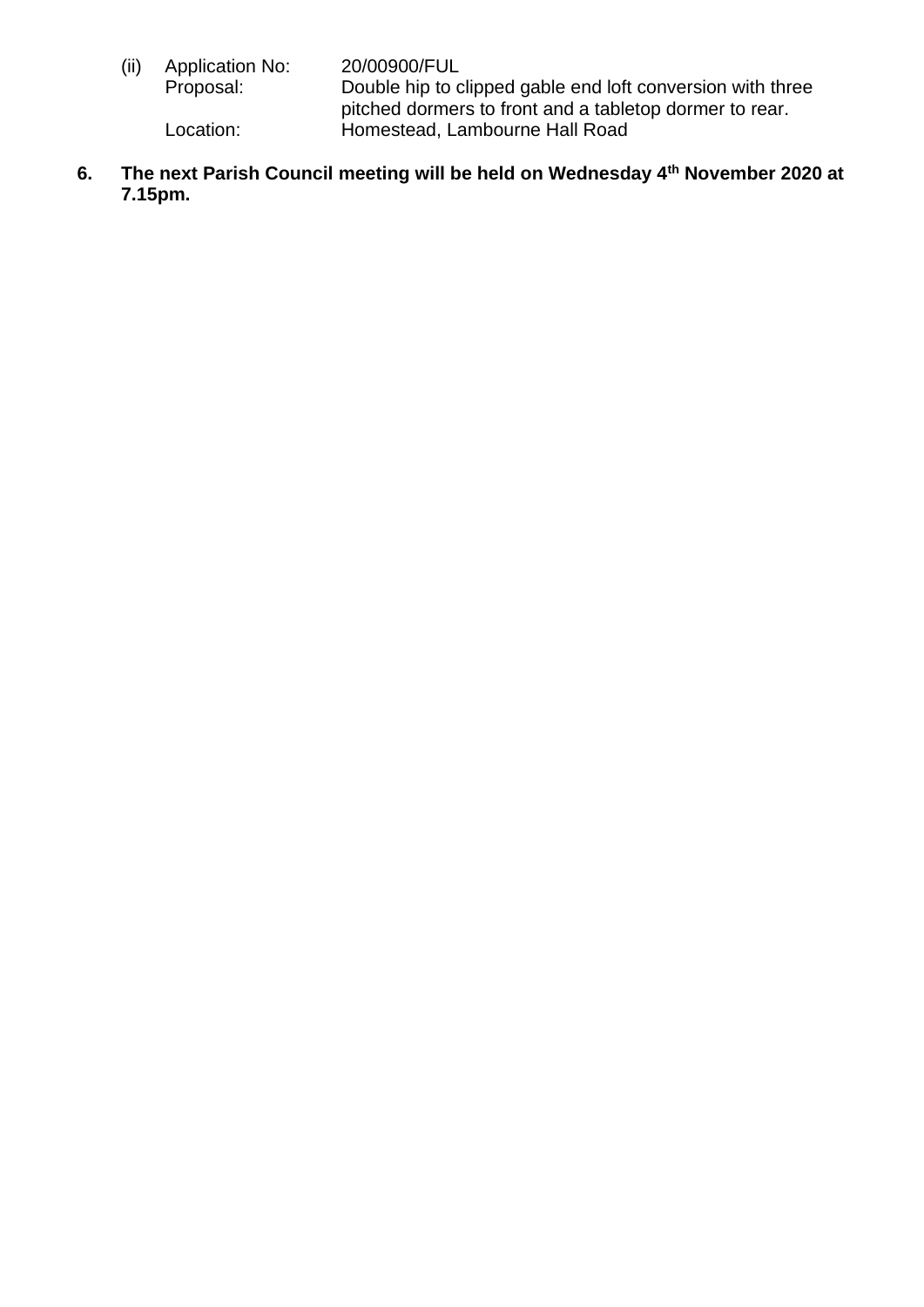(ii) Application No: 20/00900/FUL
Proposal: Double hip to clipped gable end loft conversion with three pitched dormers to front and a tabletop dormer to rear.
Location: Homestead, Lambourne Hall Road

**6. The next Parish Council meeting will be held on Wednesday 4th November 2020 at 7.15pm.**